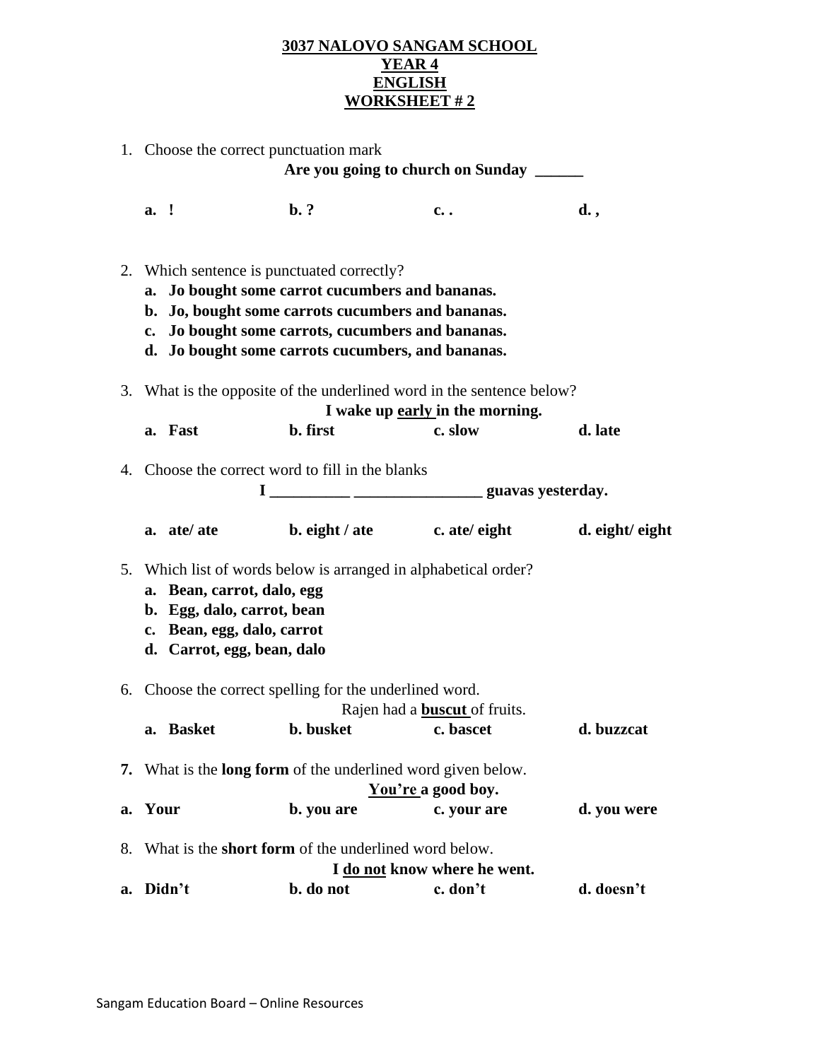# 3037 NALOVO SANGAM SCHOOL
# YEAR 4
# ENGLISH
# WORKSHEET # 2

1. Choose the correct punctuation mark

   **Are you going to church on Sunday ______**

   **a. !** **b. ?** **c. .** **d. ,**

2. Which sentence is punctuated correctly?
   - **a. Jo bought some carrot cucumbers and bananas.**
   - **b. Jo, bought some carrots cucumbers and bananas.**
   - **c. Jo bought some carrots, cucumbers and bananas.**
   - **d. Jo bought some carrots cucumbers, and bananas.**

3. What is the opposite of the underlined word in the sentence below?

   **I wake up <u>early</u> in the morning.**

   **a. Fast** **b. first** **c. slow** **d. late**

4. Choose the correct word to fill in the blanks

   **I __________ ________________ guavas yesterday.**

   **a. ate/ ate** **b. eight / ate** **c. ate/ eight** **d. eight/ eight**

5. Which list of words below is arranged in alphabetical order?
   - **a. Bean, carrot, dalo, egg**
   - **b. Egg, dalo, carrot, bean**
   - **c. Bean, egg, dalo, carrot**
   - **d. Carrot, egg, bean, dalo**

6. Choose the correct spelling for the underlined word.

   Rajen had a **<u>buscut</u>** of fruits.

   **a. Basket** **b. busket** **c. bascet** **d. buzzcat**

7. What is the **long form** of the underlined word given below.

   **<u>You're</u> a good boy.**

   **a. Your** **b. you are** **c. your are** **d. you were**

8. What is the **short form** of the underlined word below.

   **I <u>do not</u> know where he went.**

   **a. Didn't** **b. do not** **c. don't** **d. doesn't**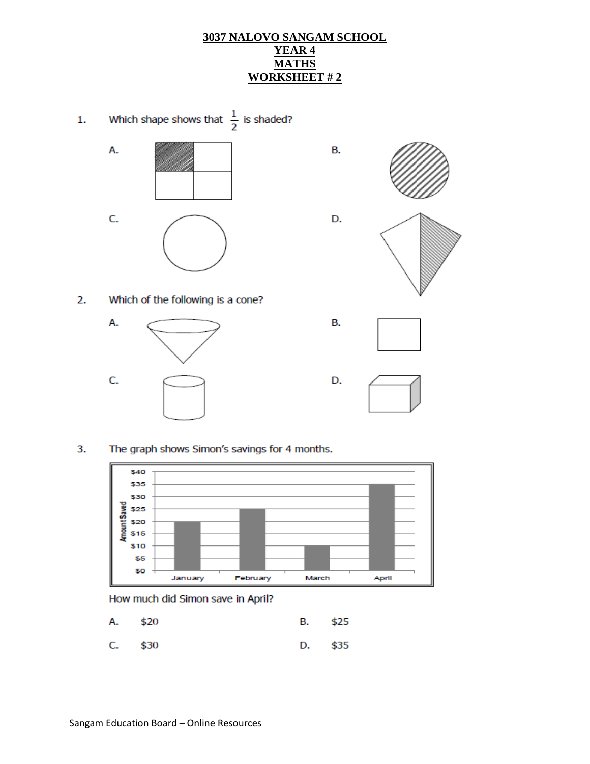**3037 NALOVO SANGAM SCHOOL**
**YEAR 4**
**MATHS**
**WORKSHEET # 2**

1. Which shape shows that $\frac{1}{2}$ is shaded?

A.

B.

C.

D.

2. Which of the following is a cone?

A.

B.

C.

D.

3. The graph shows Simon's savings for 4 months.

How much did Simon save in April?

A. $20

B. $25

C. $30

D. $35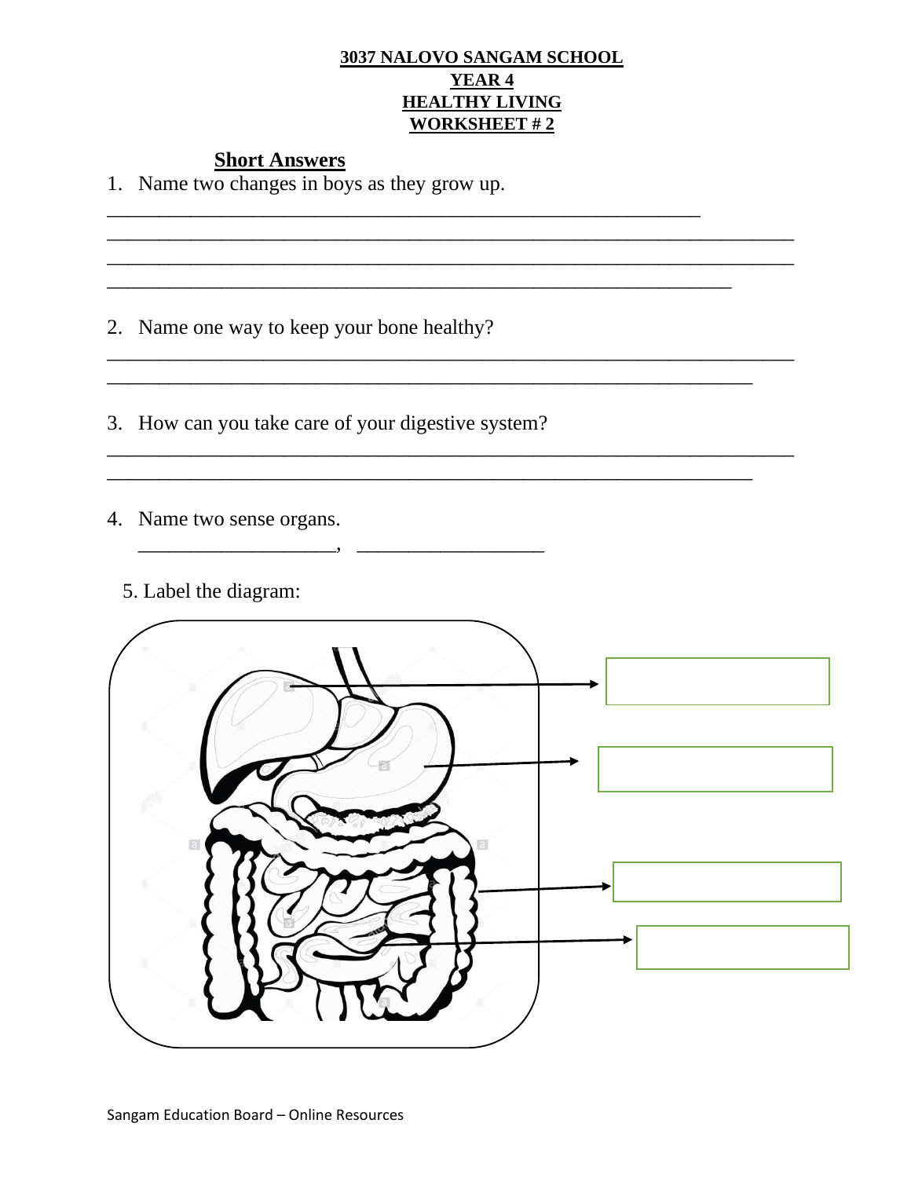**3037 NALOVO SANGAM SCHOOL**
**YEAR 4**
**HEALTHY LIVING**
**WORKSHEET # 2**

## Short Answers

1. Name two changes in boys as they grow up.

_______________________________________________________________
_______________________________________________________________
_______________________________________________________________
_______________________________________________________________

2. Name one way to keep your bone healthy?

_______________________________________________________________
_______________________________________________________________

3. How can you take care of your digestive system?

_______________________________________________________________
_______________________________________________________________

4. Name two sense organs.

___________________, __________________

5. Label the diagram: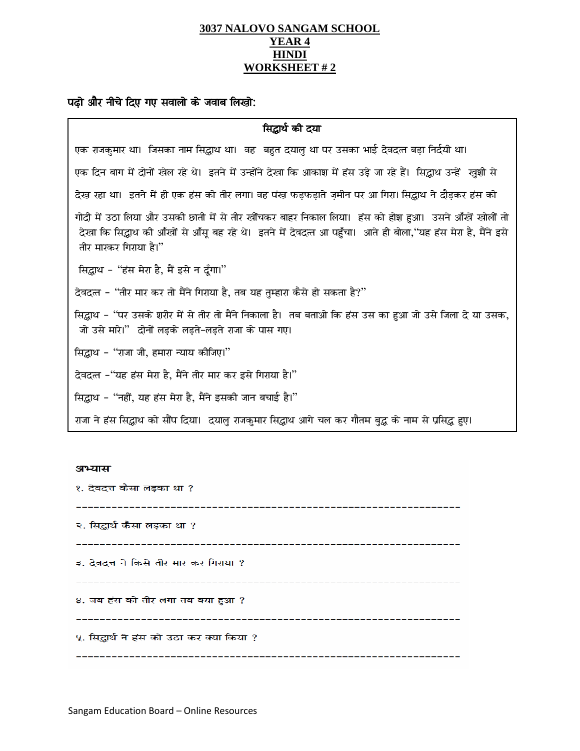# 3037 NALOVO SANGAM SCHOOL
## YEAR 4
## HINDI
## WORKSHEET # 2

**पढ़ो और नीचे दिए गए सवालो के जवाब लिखो:**

### सिद्धार्थ की दया

एक राजकुमार था। जिसका नाम सिद्धाथ था। वह बहुत दयालु था पर उसका भाई देवदत्त बड़ा निर्दयी था।

एक दिन बाग में दोनों खेल रहे थे। इतने में उन्होंने देखा कि आकाश में हंस उड़े जा रहे हैं। सिद्धाथ उन्हें खुशी से देख रहा था। इतने में ही एक हंस को तीर लगा। वह पंख फड़फड़ाते ज़मीन पर आ गिरा। सिद्धाथ ने दौड़कर हंस को गोदी में उठा लिया और उसकी छाती में से तीर खींचकर बाहर निकाल लिया। हंस को होश हुआ। उसने आँखें खोलीं तो देखा कि सिद्धाथ की आँखों से आँसू बह रहे थे। इतने में देवदत्त आ पहुँचा। आते ही बोला,"यह हंस मेरा है, मैंने इसे तीर मारकर गिराया है।"

सिद्धाथ - "हंस मेरा है, मैं इसे न दूँगा।"

देवदत्त - "तीर मार कर तो मैंने गिराया है, तब यह तुम्हारा कैसे हो सकता है?"

सिद्धाथ - "पर उसके शरीर में से तीर तो मैंने निकाला है। तब बताओ कि हंस उस का हुआ जो उसे जिला दे या उसक, जो उसे मारे।" दोनों लड़के लड़ते-लड़ते राजा के पास गए।

सिद्धाथ - "राजा जी, हमारा न्याय कीजिए।"

देवदत्त -"यह हंस मेरा है, मैंने तीर मार कर इसे गिराया है।"

सिद्धाथ - "नहीं, यह हंस मेरा है, मैंने इसकी जान बचाई है।"

राजा ने हंस सिद्धाथ को सौंप दिया। दयालु राजकुमार सिद्धाथ आगे चल कर गौतम बुद्ध के नाम से प्रसिद्ध हुए।

**अभ्यास**

१. देवदत्त कैसा लड़का था ?

---

२. सिद्धार्थ कैसा लड़का था ?

---

३. देवदत्त ने किसे तीर मार कर गिराया ?

---

४. जब हंस को तीर लगा तब क्या हुआ ?

---

५. सिद्धार्थ ने हंस को उठा कर क्या किया ?

---

Sangam Education Board – Online Resources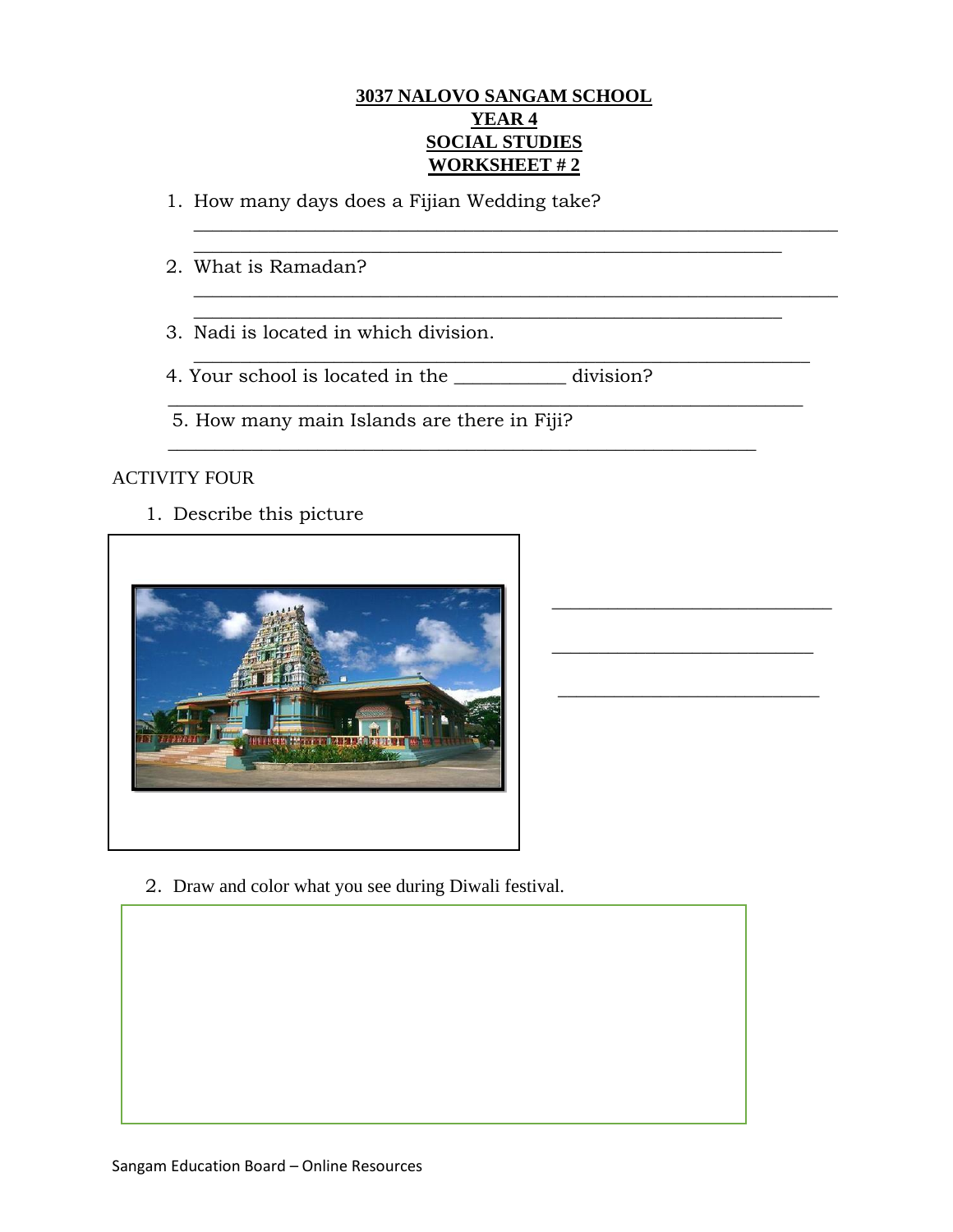**3037 NALOVO SANGAM SCHOOL**
**YEAR 4**
**SOCIAL STUDIES**
**WORKSHEET # 2**

1. How many days does a Fijian Wedding take?
   ____________________________________________________________________
   ______________________________________________________________

2. What is Ramadan?
   ____________________________________________________________________
   ______________________________________________________________

3. Nadi is located in which division.
   _________________________________________________________________

4. Your school is located in the ___________ division?
   ____________________________________________________________________

5. How many main Islands are there in Fiji?
   ______________________________________________________________

ACTIVITY FOUR

1. Describe this picture

______________________________

______________________________

______________________________

2. Draw and color what you see during Diwali festival.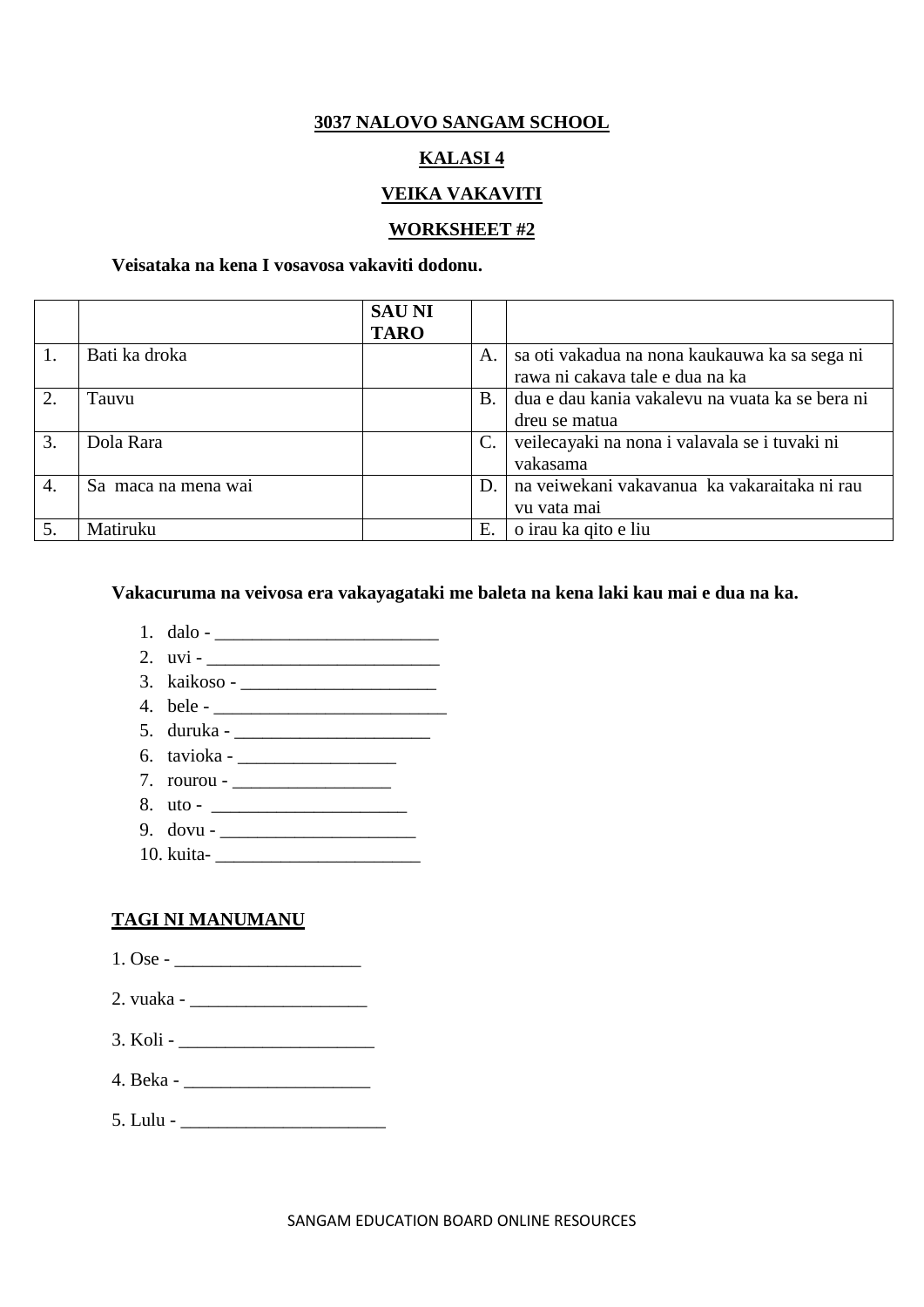**3037 NALOVO SANGAM SCHOOL**

**KALASI 4**

**VEIKA VAKAVITI**

**WORKSHEET #2**

**Veisataka na kena I vosavosa vakaviti dodonu.**

| | | SAU NI TARO | | |
|---|---|---|---|---|
| 1. | Bati ka droka | | A. | sa oti vakadua na nona kaukauwa ka sa sega ni rawa ni cakava tale e dua na ka |
| 2. | Tauvu | | B. | dua e dau kania vakalevu na vuata ka se bera ni dreu se matua |
| 3. | Dola Rara | | C. | veilecayaki na nona i valavala se i tuvaki ni vakasama |
| 4. | Sa maca na mena wai | | D. | na veiwekani vakavanua ka vakaraitaka ni rau vu vata mai |
| 5. | Matiruku | | E. | o irau ka qito e liu |

**Vakacuruma na veivosa era vakayagataki me baleta na kena laki kau mai e dua na ka.**

1. dalo - ________________________
2. uvi - _________________________
3. kaikoso - _____________________
4. bele - _________________________
5. duruka - _____________________
6. tavioka - _________________
7. rourou - _________________
8. uto - _____________________
9. dovu - _____________________
10. kuita- ______________________

**TAGI NI MANUMANU**

1. Ose - ____________________

2. vuaka - ___________________

3. Koli - _____________________

4. Beka - ____________________

5. Lulu - ______________________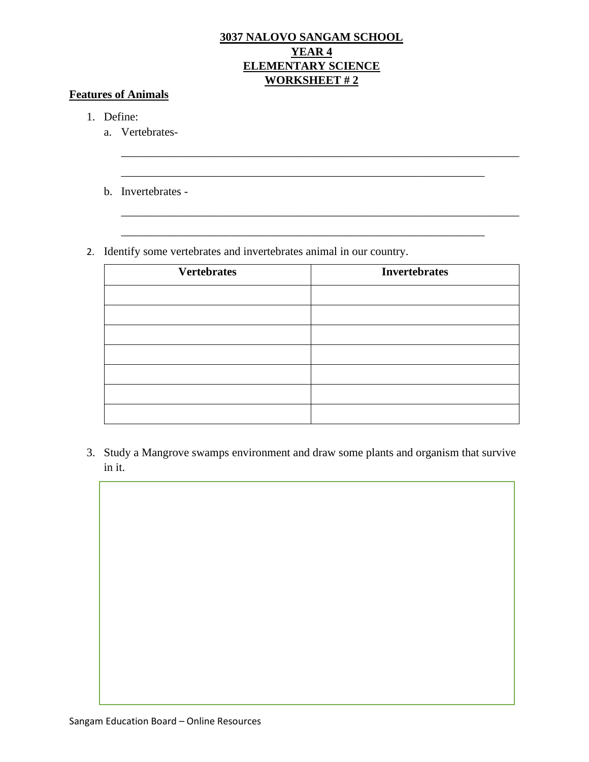**3037 NALOVO SANGAM SCHOOL**
**YEAR 4**
**ELEMENTARY SCIENCE**
**WORKSHEET # 2**

## Features of Animals

1. Define:
   a. Vertebrates-

   ______________________________________________________________________

   ______________________________________________________________

   b. Invertebrates -

   ______________________________________________________________________

   ______________________________________________________________

2. Identify some vertebrates and invertebrates animal in our country.

| Vertebrates | Invertebrates |
| --- | --- |
| | |
| | |
| | |
| | |
| | |
| | |
| | |

3. Study a Mangrove swamps environment and draw some plants and organism that survive in it.